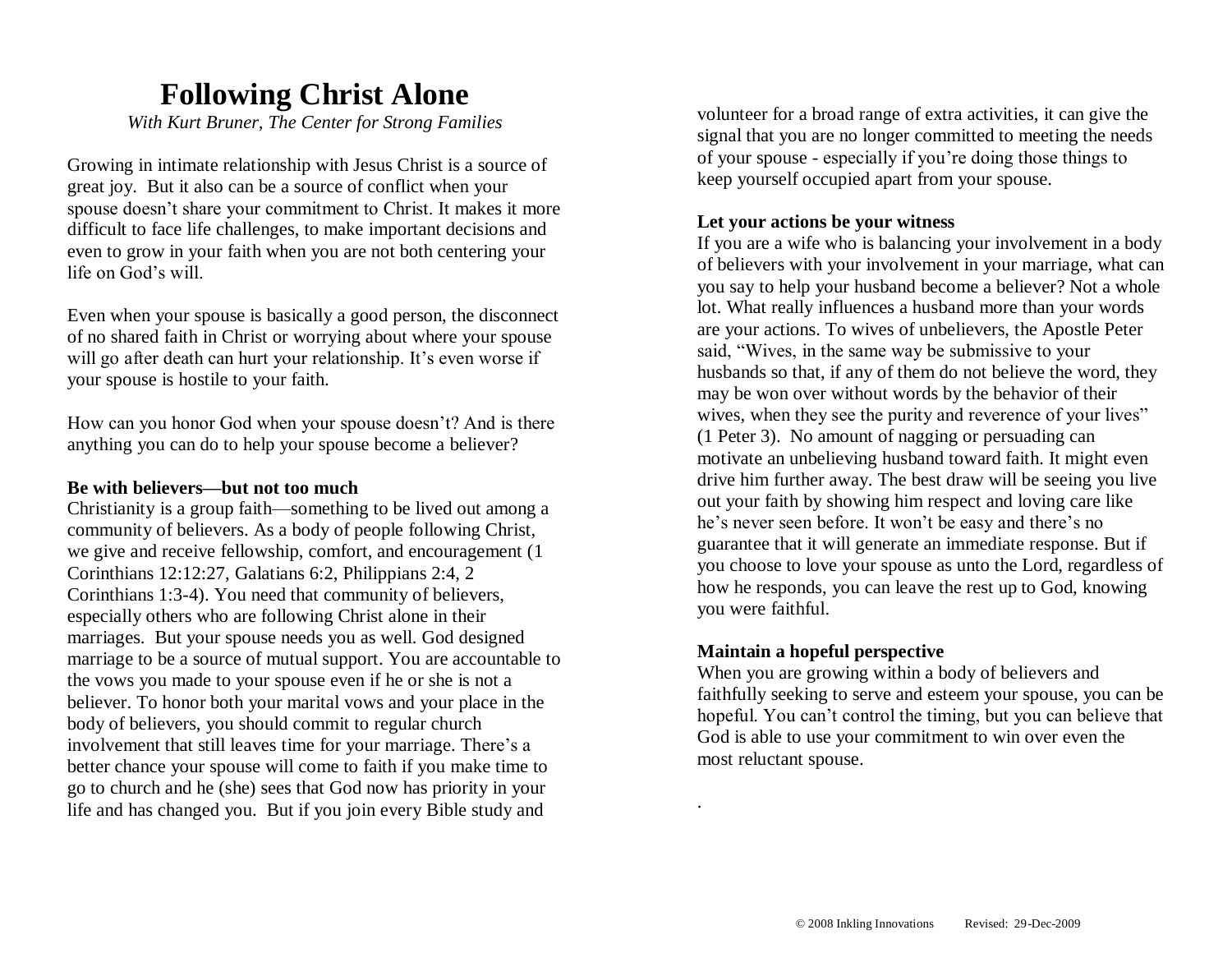# Following Christ Alone

*With Kurt Bruner, The Center for Strong Families*

Growing in intimate relationship with Jesus Christ is a source of great joy. But it also can be a source of conflict when your spouse doesn't share your commitment to Christ. It makes it more difficult to face life challenges, to make important decisions and even to grow in your faith when you are not both centering your life on God's will.

Even when your spouse is basically a good person, the disconnect of no shared faith in Christ or worrying about where your spouse will go after death can hurt your relationship. It's even worse if your spouse is hostile to your faith.

How can you honor God when your spouse doesn't? And is there anything you can do to help your spouse become a believer?

**Be with believers—but not too much**

Christianity is a group faith—something to be lived out among a community of believers. As a body of people following Christ, we give and receive fellowship, comfort, and encouragement (1 Corinthians 12:12:27, Galatians 6:2, Philippians 2:4, 2 Corinthians 1:3-4). You need that community of believers, especially others who are following Christ alone in their marriages. But your spouse needs you as well. God designed marriage to be a source of mutual support. You are accountable to the vows you made to your spouse even if he or she is not a believer. To honor both your marital vows and your place in the body of believers, you should commit to regular church involvement that still leaves time for your marriage. There's a better chance your spouse will come to faith if you make time to go to church and he (she) sees that God now has priority in your life and has changed you. But if you join every Bible study and volunteer for a broad range of extra activities, it can give the signal that you are no longer committed to meeting the needs of your spouse - especially if you're doing those things to keep yourself occupied apart from your spouse.

**Let your actions be your witness**

If you are a wife who is balancing your involvement in a body of believers with your involvement in your marriage, what can you say to help your husband become a believer? Not a whole lot. What really influences a husband more than your words are your actions. To wives of unbelievers, the Apostle Peter said, "Wives, in the same way be submissive to your husbands so that, if any of them do not believe the word, they may be won over without words by the behavior of their wives, when they see the purity and reverence of your lives" (1 Peter 3). No amount of nagging or persuading can motivate an unbelieving husband toward faith. It might even drive him further away. The best draw will be seeing you live out your faith by showing him respect and loving care like he's never seen before. It won't be easy and there's no guarantee that it will generate an immediate response. But if you choose to love your spouse as unto the Lord, regardless of how he responds, you can leave the rest up to God, knowing you were faithful.

**Maintain a hopeful perspective**

When you are growing within a body of believers and faithfully seeking to serve and esteem your spouse, you can be hopeful. You can't control the timing, but you can believe that God is able to use your commitment to win over even the most reluctant spouse.

© 2008 Inkling Innovations Revised: 29-Dec-2009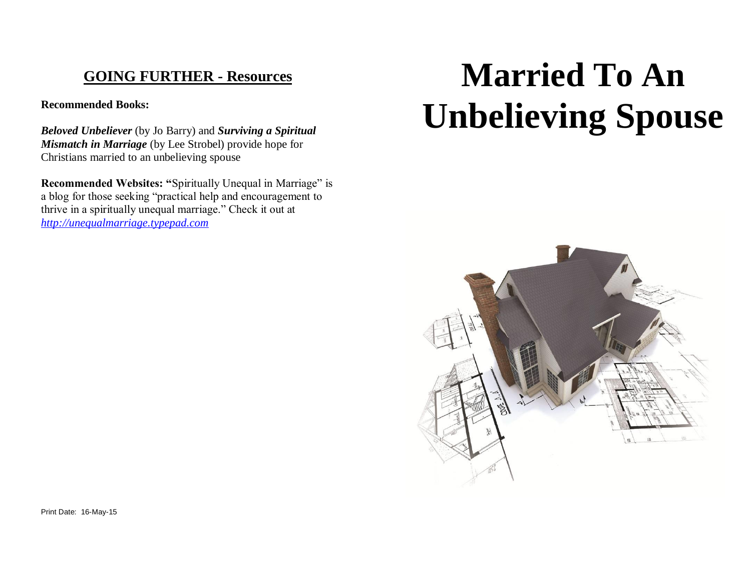## GOING FURTHER - Resources

**Recommended Books:**

***Beloved Unbeliever*** (by Jo Barry) and ***Surviving a Spiritual Mismatch in Marriage*** (by Lee Strobel) provide hope for Christians married to an unbelieving spouse

**Recommended Websites: "**Spiritually Unequal in Marriage" is a blog for those seeking "practical help and encouragement to thrive in a spiritually unequal marriage." Check it out at *http://unequalmarriage.typepad.com*

Print Date: 16-May-15

# Married To An Unbelieving Spouse